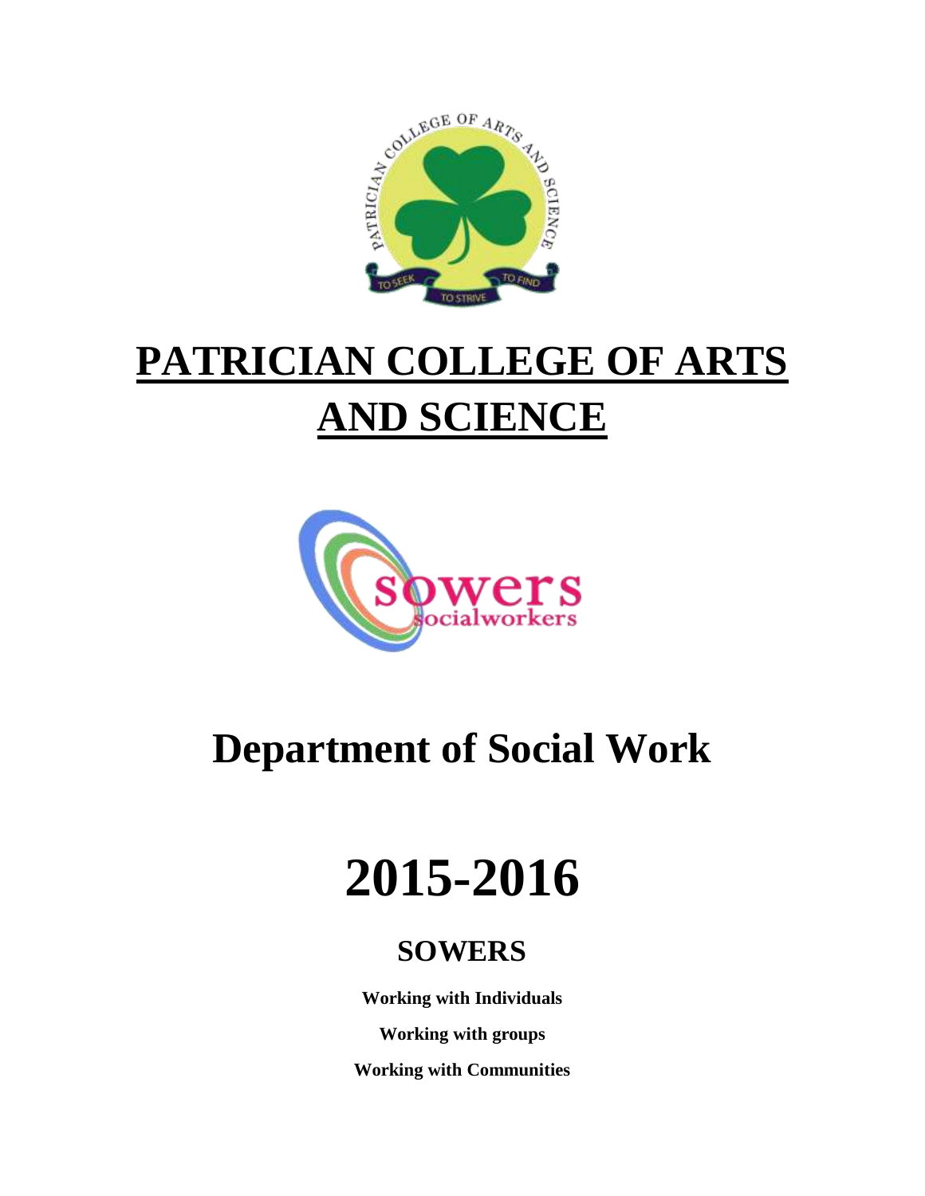# PATRICIAN COLLEGE OF ARTS AND SCIENCE

# Department of Social Work

# 2015-2016

## SOWERS

**Working with Individuals**

**Working with groups**

**Working with Communities**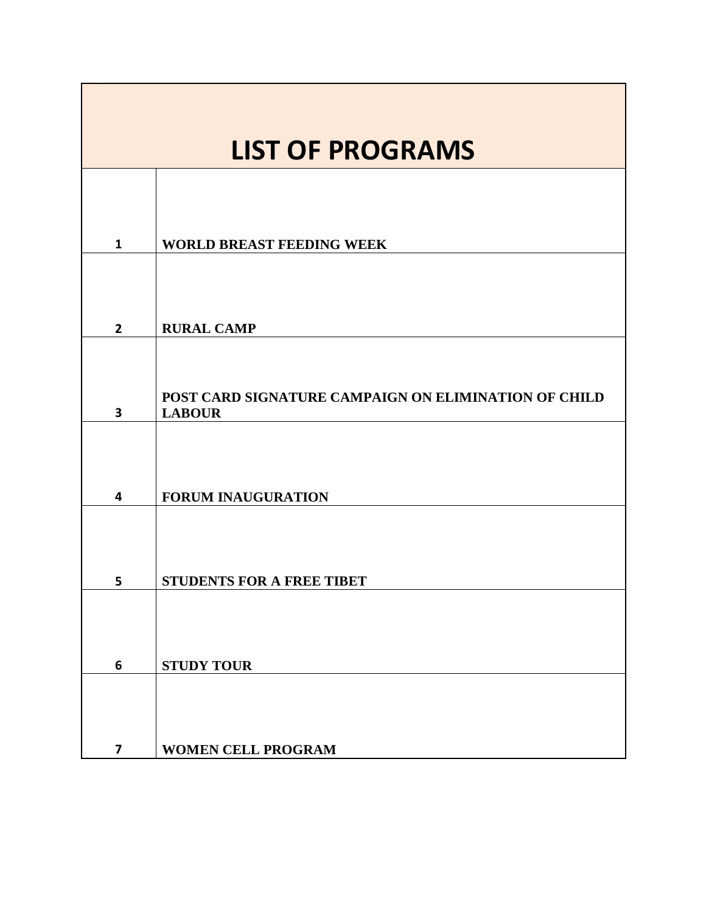| LIST OF PROGRAMS | |
|---|---|
| 1 | **WORLD BREAST FEEDING WEEK** |
| 2 | **RURAL CAMP** |
| 3 | **POST CARD SIGNATURE CAMPAIGN ON ELIMINATION OF CHILD LABOUR** |
| 4 | **FORUM INAUGURATION** |
| 5 | **STUDENTS FOR A FREE TIBET** |
| 6 | **STUDY TOUR** |
| 7 | **WOMEN CELL PROGRAM** |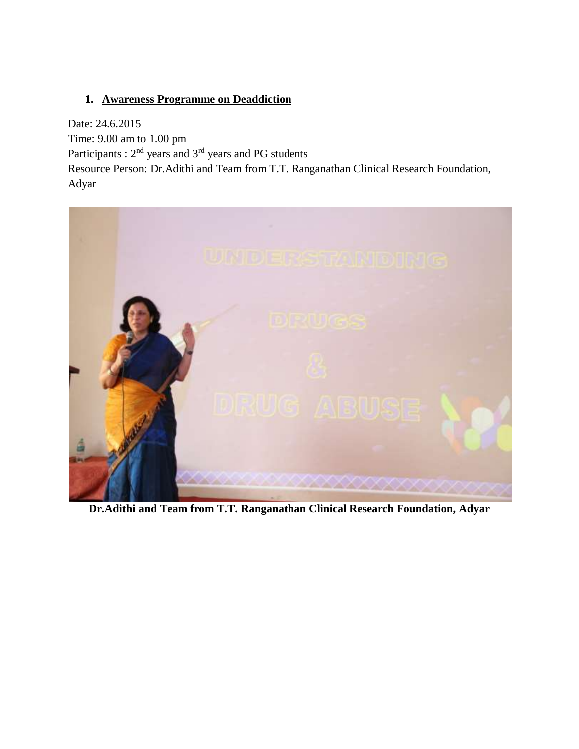## 1. Awareness Programme on Deaddiction

Date: 24.6.2015
Time: 9.00 am to 1.00 pm
Participants : 2nd years and 3rd years and PG students
Resource Person: Dr.Adithi and Team from T.T. Ranganathan Clinical Research Foundation, Adyar

**Dr.Adithi and Team from T.T. Ranganathan Clinical Research Foundation, Adyar**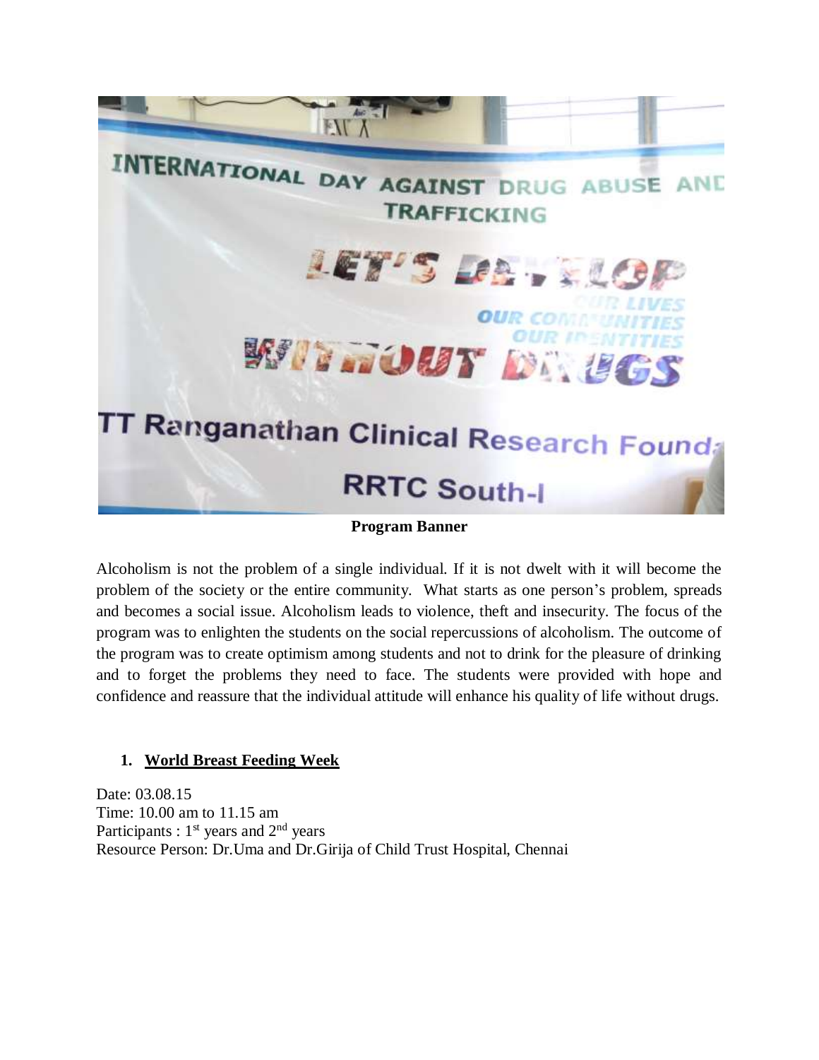**Program Banner**

Alcoholism is not the problem of a single individual. If it is not dwelt with it will become the problem of the society or the entire community. What starts as one person's problem, spreads and becomes a social issue. Alcoholism leads to violence, theft and insecurity. The focus of the program was to enlighten the students on the social repercussions of alcoholism. The outcome of the program was to create optimism among students and not to drink for the pleasure of drinking and to forget the problems they need to face. The students were provided with hope and confidence and reassure that the individual attitude will enhance his quality of life without drugs.

1. **World Breast Feeding Week**

Date: 03.08.15
Time: 10.00 am to 11.15 am
Participants : 1st years and 2nd years
Resource Person: Dr.Uma and Dr.Girija of Child Trust Hospital, Chennai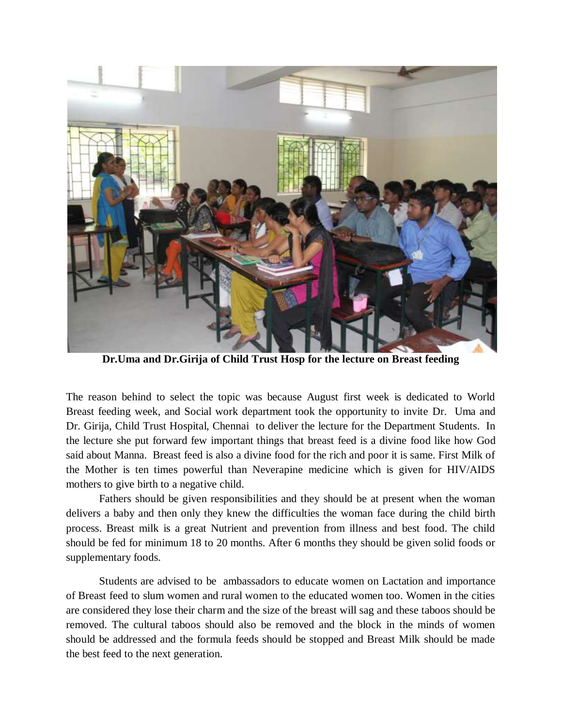**Dr.Uma and Dr.Girija of Child Trust Hosp for the lecture on Breast feeding**

The reason behind to select the topic was because August first week is dedicated to World Breast feeding week, and Social work department took the opportunity to invite Dr. Uma and Dr. Girija, Child Trust Hospital, Chennai to deliver the lecture for the Department Students. In the lecture she put forward few important things that breast feed is a divine food like how God said about Manna. Breast feed is also a divine food for the rich and poor it is same. First Milk of the Mother is ten times powerful than Neverapine medicine which is given for HIV/AIDS mothers to give birth to a negative child.

Fathers should be given responsibilities and they should be at present when the woman delivers a baby and then only they knew the difficulties the woman face during the child birth process. Breast milk is a great Nutrient and prevention from illness and best food. The child should be fed for minimum 18 to 20 months. After 6 months they should be given solid foods or supplementary foods.

Students are advised to be ambassadors to educate women on Lactation and importance of Breast feed to slum women and rural women to the educated women too. Women in the cities are considered they lose their charm and the size of the breast will sag and these taboos should be removed. The cultural taboos should also be removed and the block in the minds of women should be addressed and the formula feeds should be stopped and Breast Milk should be made the best feed to the next generation.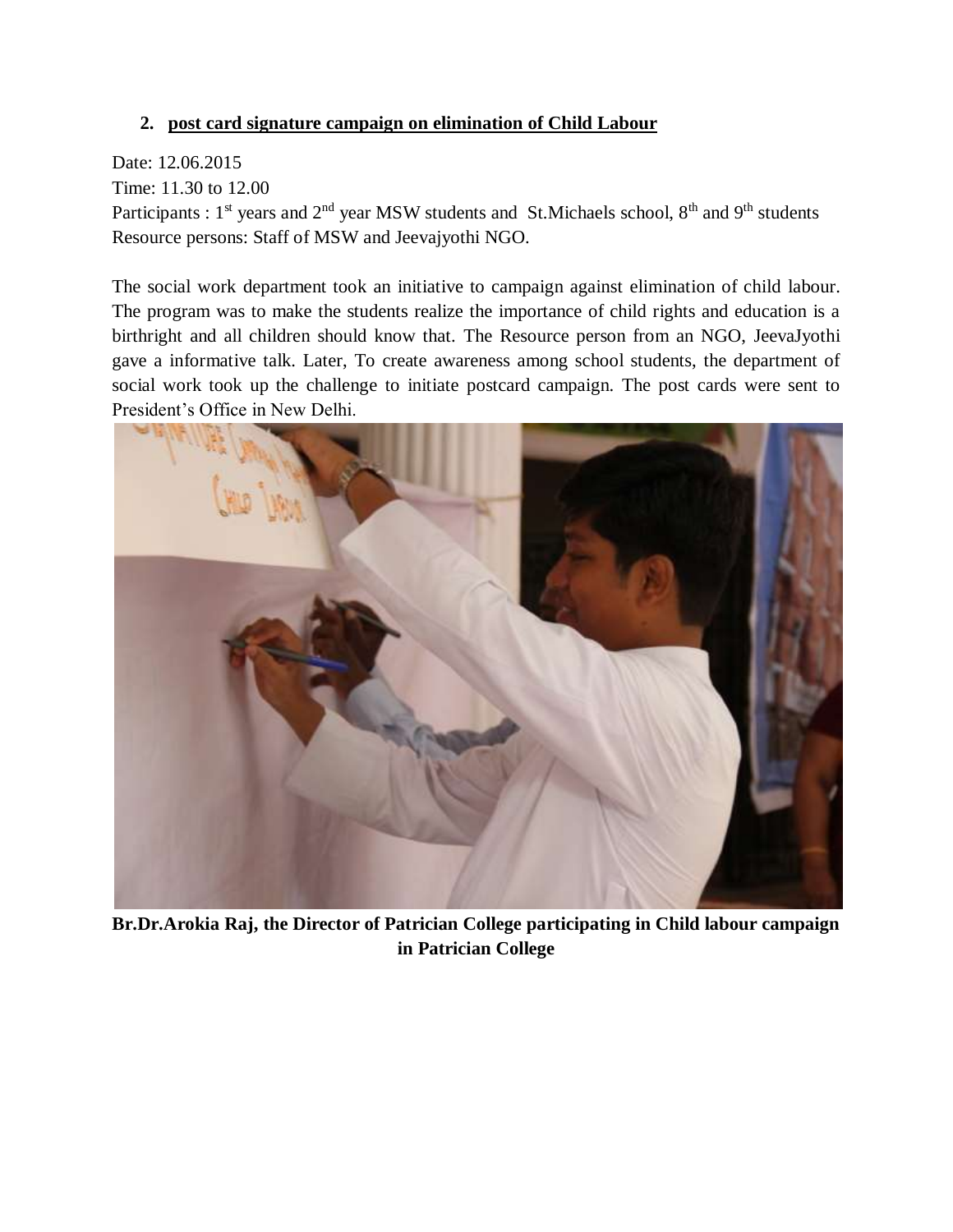## 2. post card signature campaign on elimination of Child Labour

Date: 12.06.2015
Time: 11.30 to 12.00
Participants : 1st years and 2nd year MSW students and St.Michaels school, 8th and 9th students
Resource persons: Staff of MSW and Jeevajyothi NGO.

The social work department took an initiative to campaign against elimination of child labour. The program was to make the students realize the importance of child rights and education is a birthright and all children should know that. The Resource person from an NGO, JeevaJyothi gave a informative talk. Later, To create awareness among school students, the department of social work took up the challenge to initiate postcard campaign. The post cards were sent to President's Office in New Delhi.

**Br.Dr.Arokia Raj, the Director of Patrician College participating in Child labour campaign in Patrician College**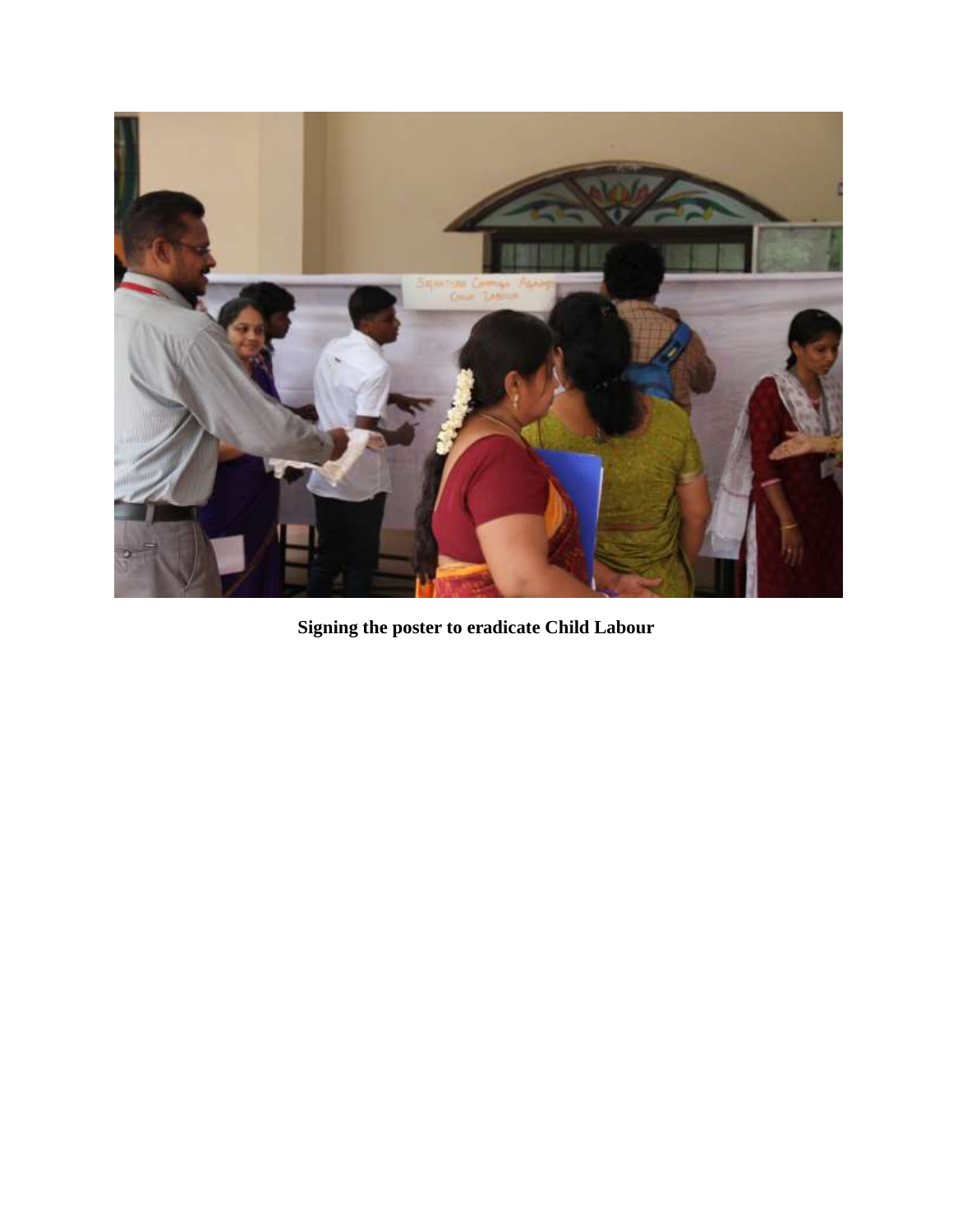**Signing the poster to eradicate Child Labour**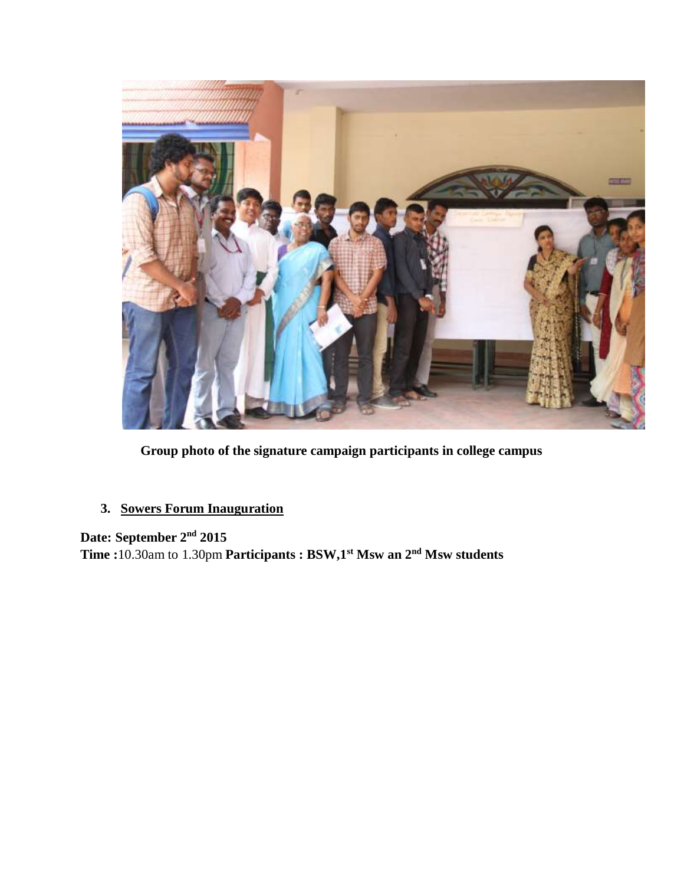**Group photo of the signature campaign participants in college campus**

3. **Sowers Forum Inauguration**

**Date: September 2nd 2015**

**Time :**10.30am to 1.30pm **Participants : BSW,1st Msw an 2nd Msw students**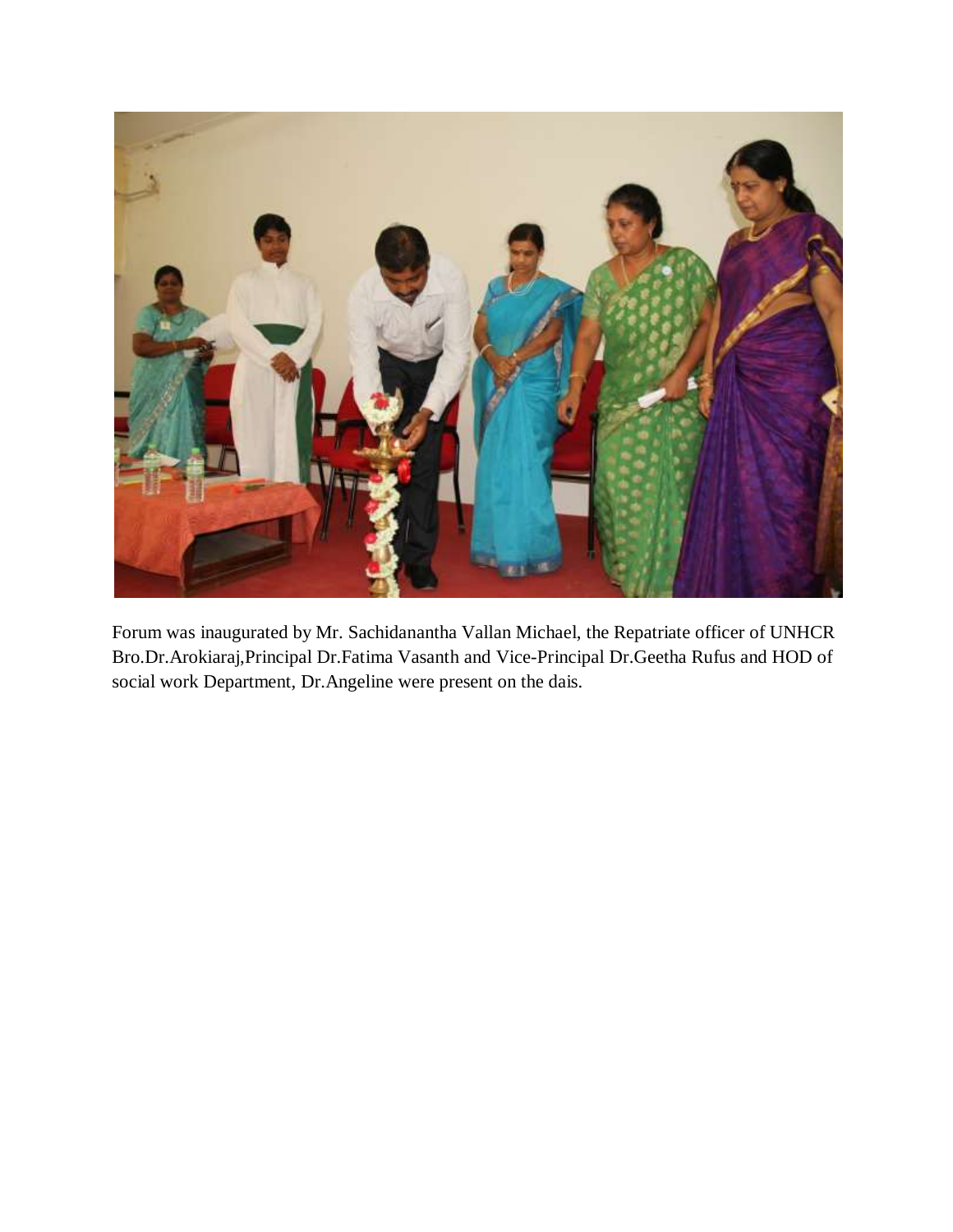Forum was inaugurated by Mr. Sachidanantha Vallan Michael, the Repatriate officer of UNHCR Bro.Dr.Arokiaraj,Principal Dr.Fatima Vasanth and Vice-Principal Dr.Geetha Rufus and HOD of social work Department, Dr.Angeline were present on the dais.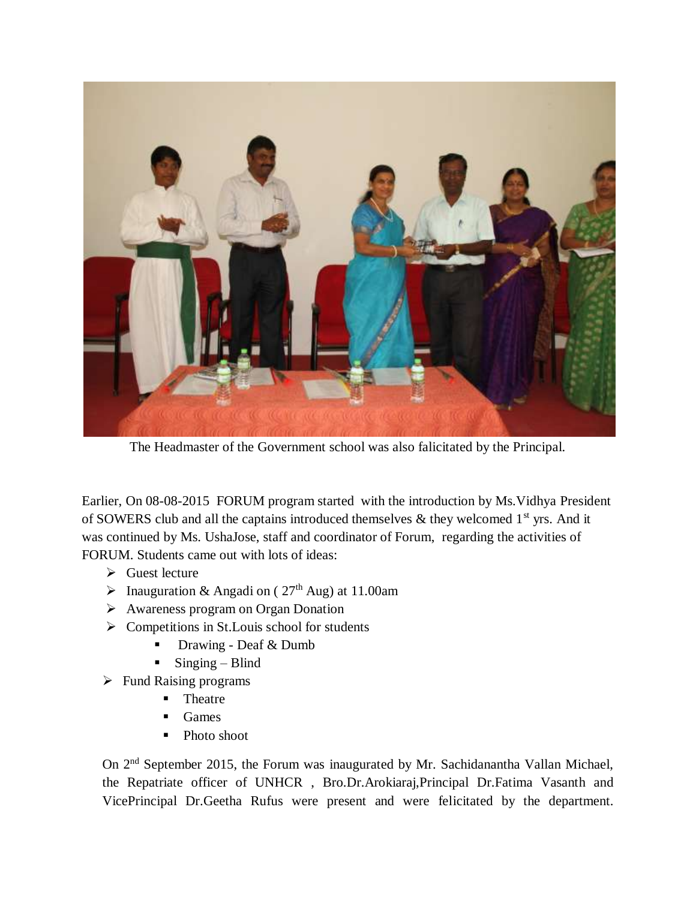The Headmaster of the Government school was also falicitated by the Principal.

Earlier, On 08-08-2015 FORUM program started with the introduction by Ms.Vidhya President of SOWERS club and all the captains introduced themselves & they welcomed 1st yrs. And it was continued by Ms. UshaJose, staff and coordinator of Forum, regarding the activities of FORUM. Students came out with lots of ideas:

- Guest lecture
- Inauguration & Angadi on ( 27th Aug) at 11.00am
- Awareness program on Organ Donation
- Competitions in St.Louis school for students
  - Drawing - Deaf & Dumb
  - Singing – Blind
- Fund Raising programs
  - Theatre
  - Games
  - Photo shoot

On 2nd September 2015, the Forum was inaugurated by Mr. Sachidananatha Vallan Michael, the Repatriate officer of UNHCR , Bro.Dr.Arokiaraj,Principal Dr.Fatima Vasanth and VicePrincipal Dr.Geetha Rufus were present and were felicitated by the department.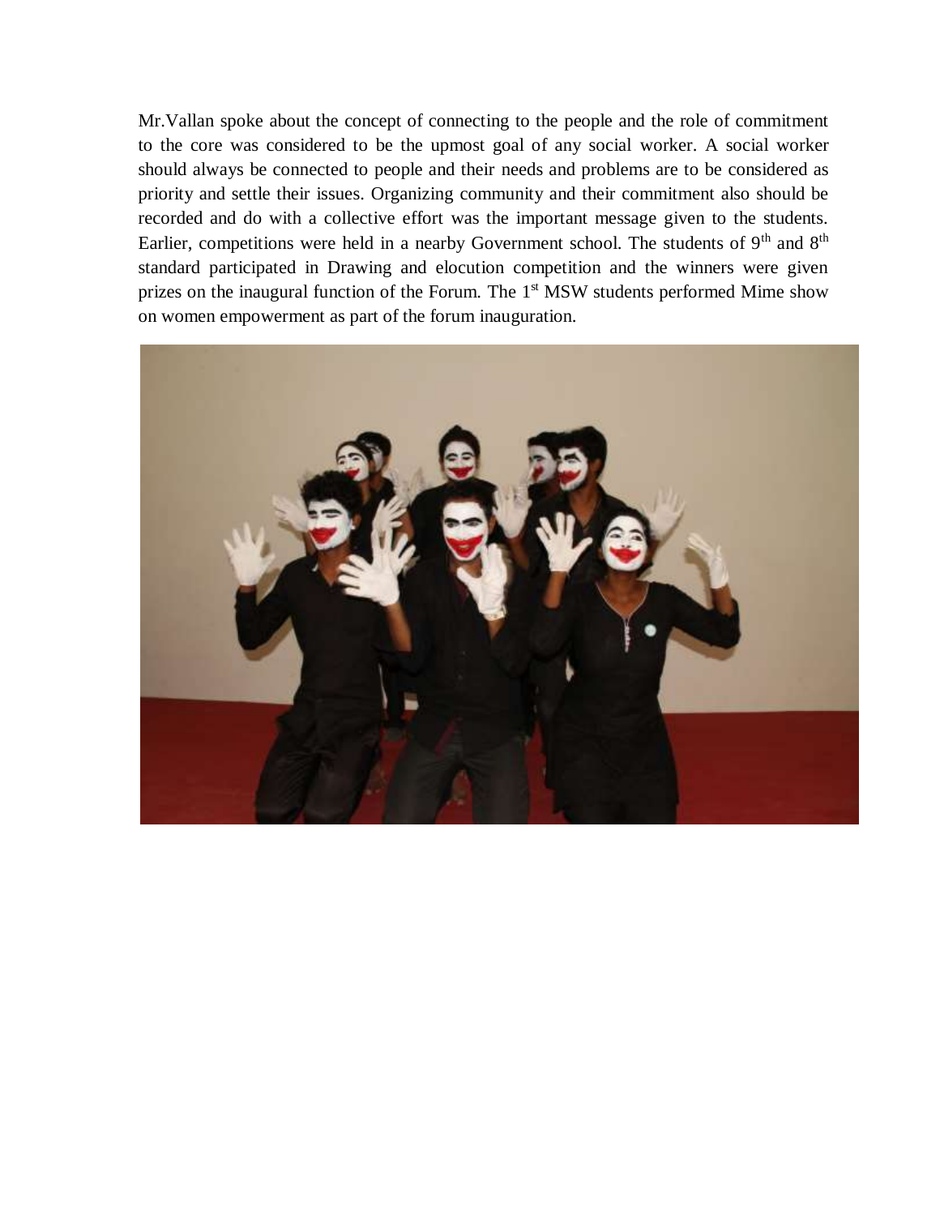Mr.Vallan spoke about the concept of connecting to the people and the role of commitment to the core was considered to be the upmost goal of any social worker. A social worker should always be connected to people and their needs and problems are to be considered as priority and settle their issues. Organizing community and their commitment also should be recorded and do with a collective effort was the important message given to the students. Earlier, competitions were held in a nearby Government school. The students of 9th and 8th standard participated in Drawing and elocution competition and the winners were given prizes on the inaugural function of the Forum. The 1st MSW students performed Mime show on women empowerment as part of the forum inauguration.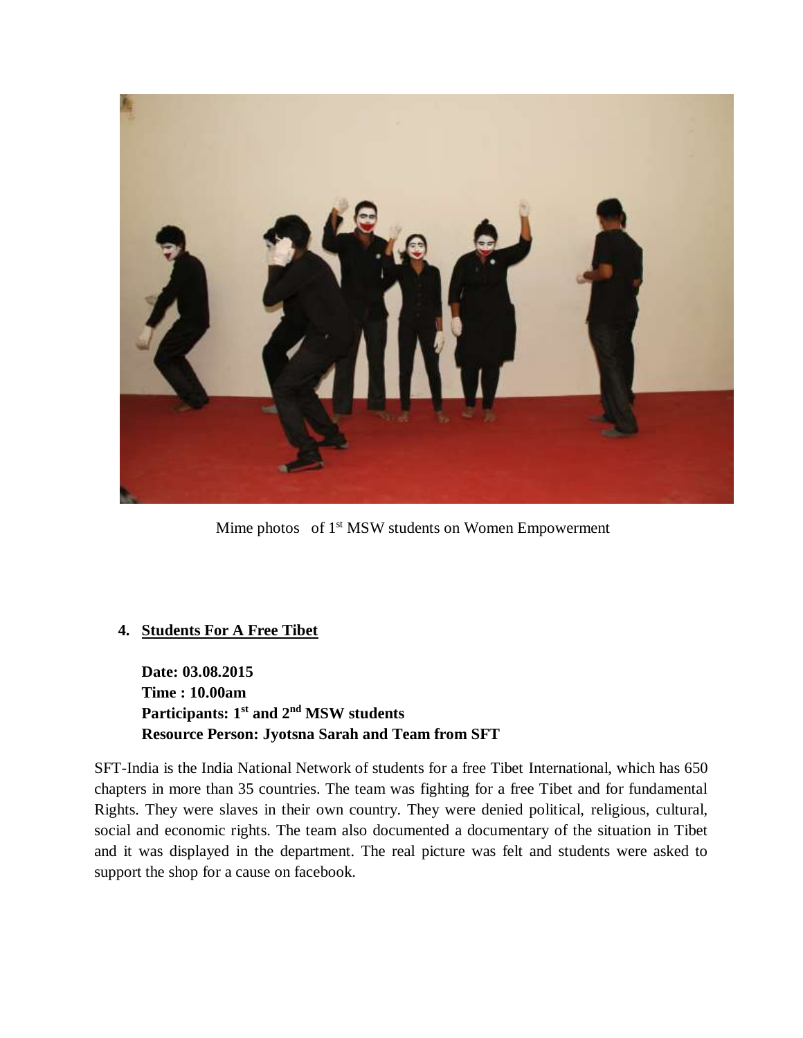Mime photos of 1st MSW students on Women Empowerment

4. **Students For A Free Tibet**

   **Date: 03.08.2015**
   **Time : 10.00am**
   **Participants: 1st and 2nd MSW students**
   **Resource Person: Jyotsna Sarah and Team from SFT**

SFT-India is the India National Network of students for a free Tibet International, which has 650 chapters in more than 35 countries. The team was fighting for a free Tibet and for fundamental Rights. They were slaves in their own country. They were denied political, religious, cultural, social and economic rights. The team also documented a documentary of the situation in Tibet and it was displayed in the department. The real picture was felt and students were asked to support the shop for a cause on facebook.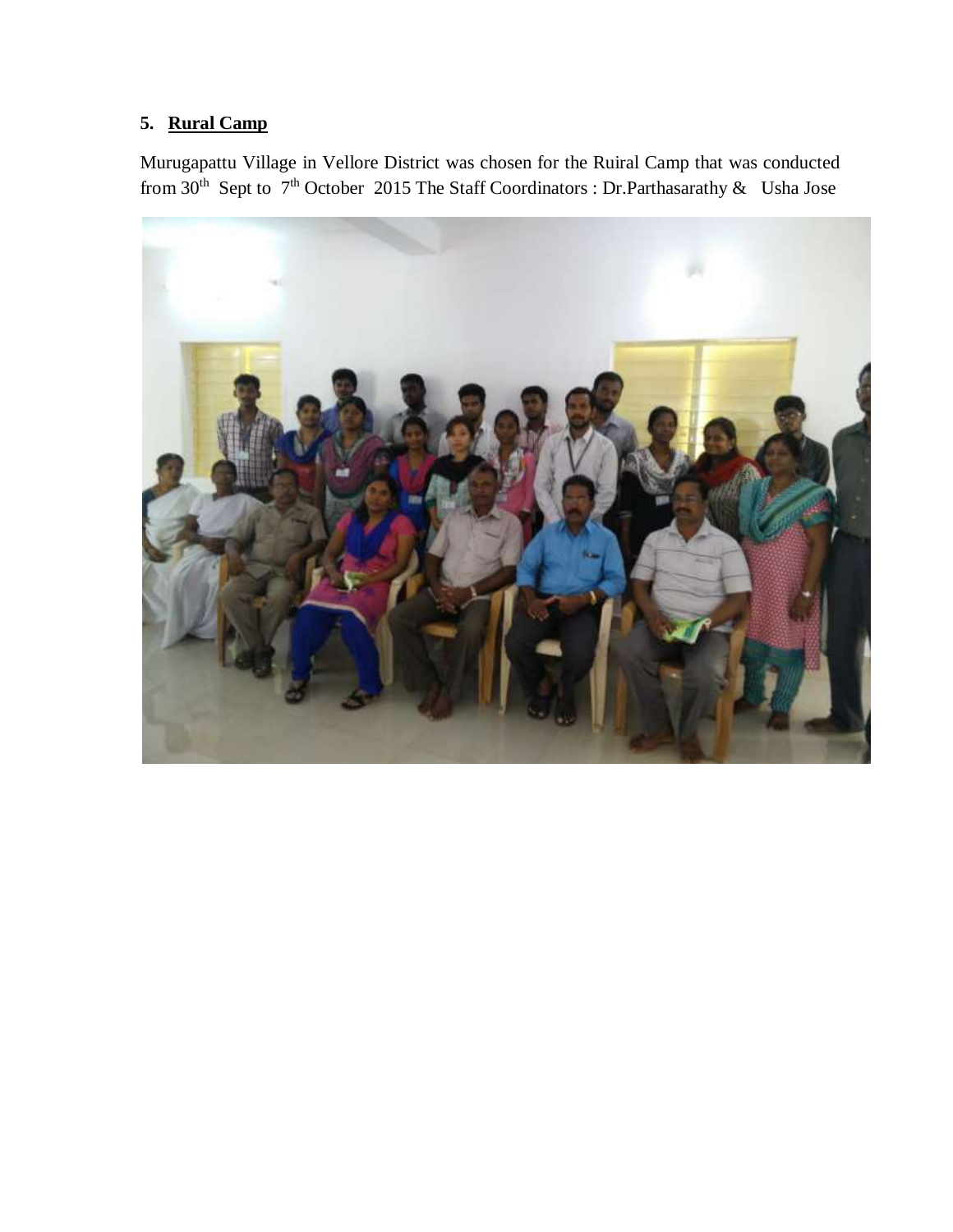5. **Rural Camp**

Murugapattu Village in Vellore District was chosen for the Ruiral Camp that was conducted from 30th Sept to 7th October 2015 The Staff Coordinators : Dr.Parthasarathy & Usha Jose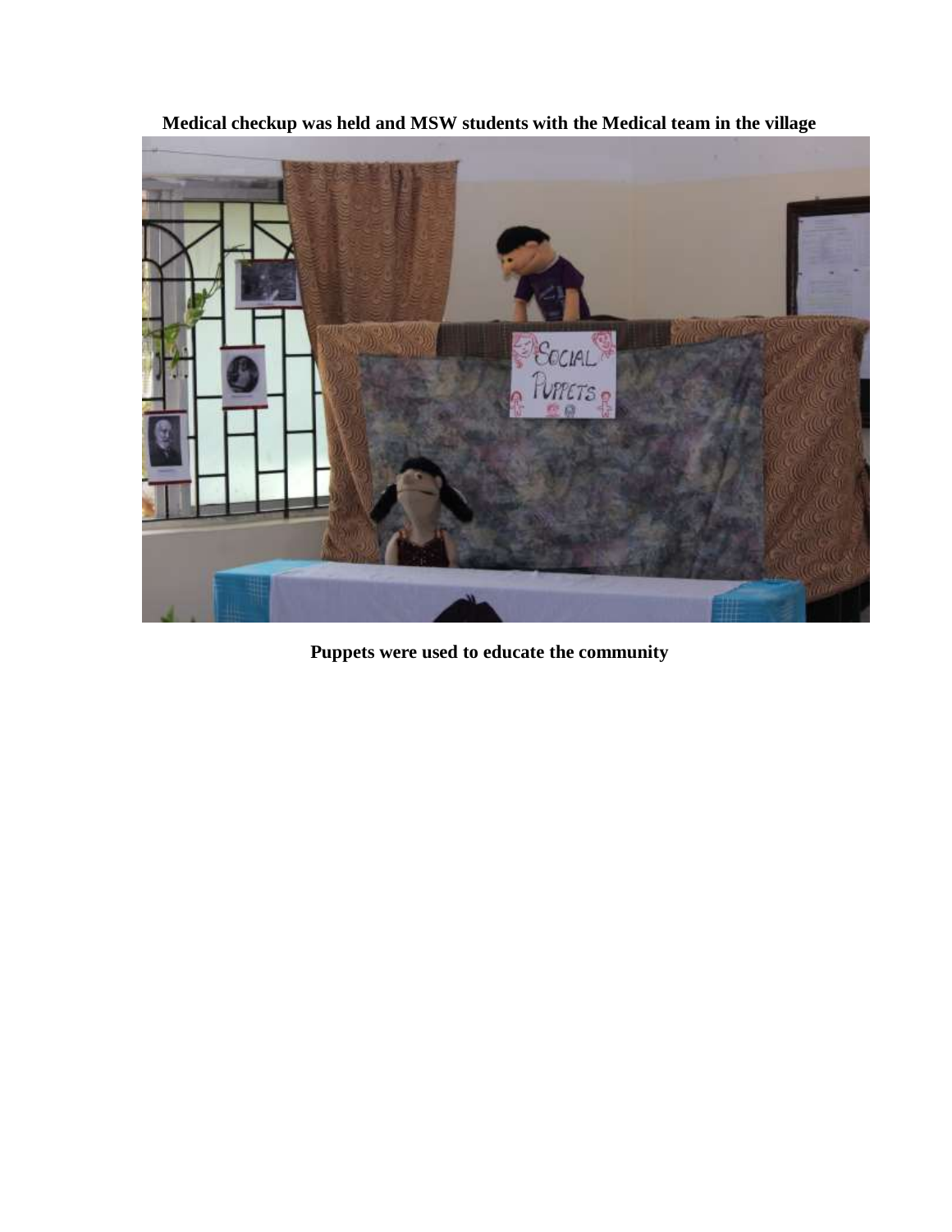**Medical checkup was held and MSW students with the Medical team in the village**

**Puppets were used to educate the community**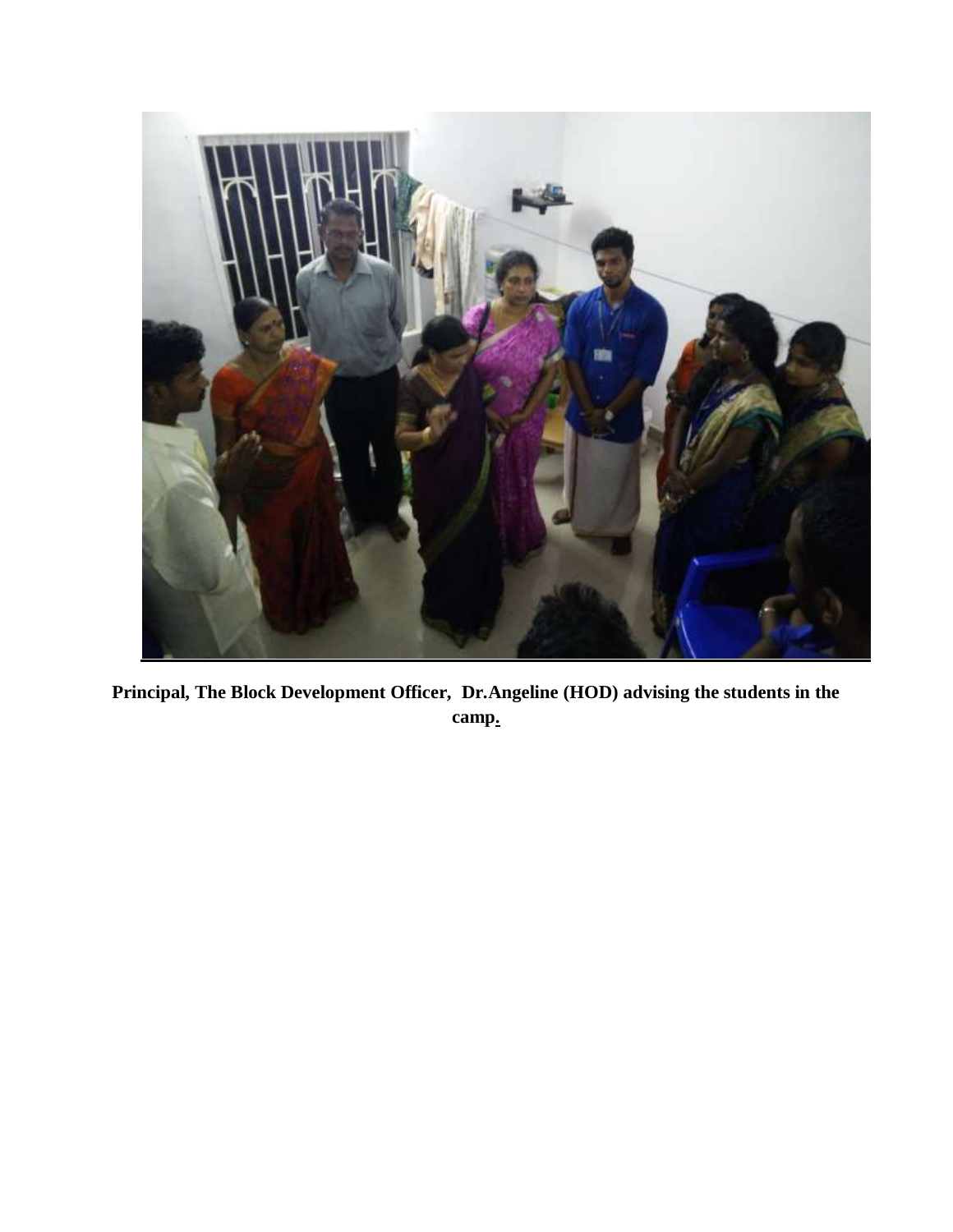**Principal, The Block Development Officer, Dr.Angeline (HOD) advising the students in the camp.**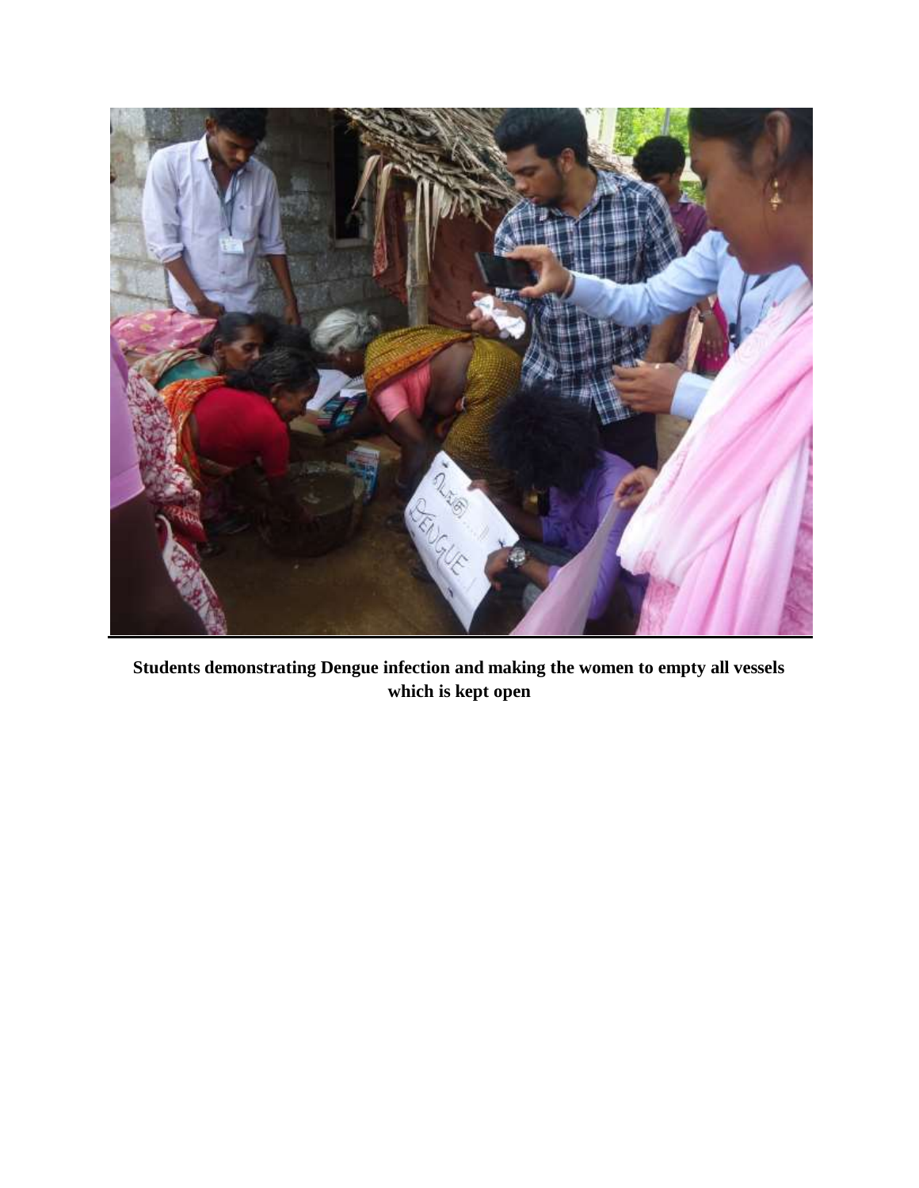**Students demonstrating Dengue infection and making the women to empty all vessels which is kept open**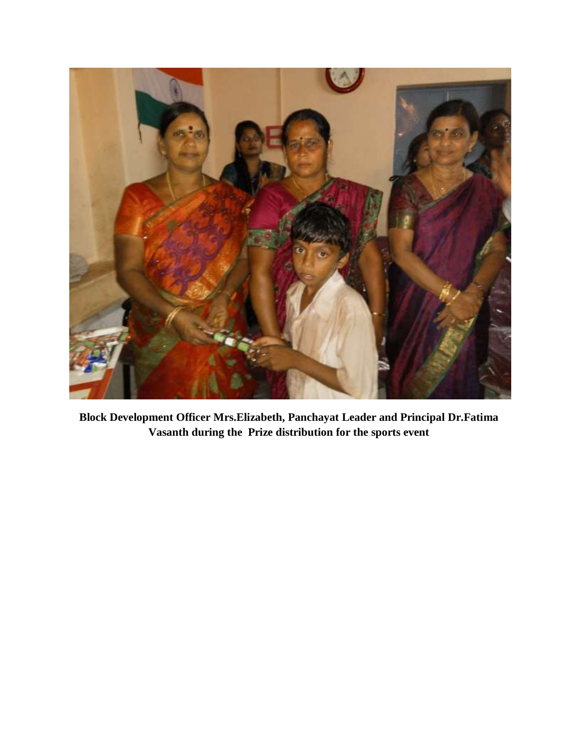**Block Development Officer Mrs.Elizabeth, Panchayat Leader and Principal Dr.Fatima Vasanth during the Prize distribution for the sports event**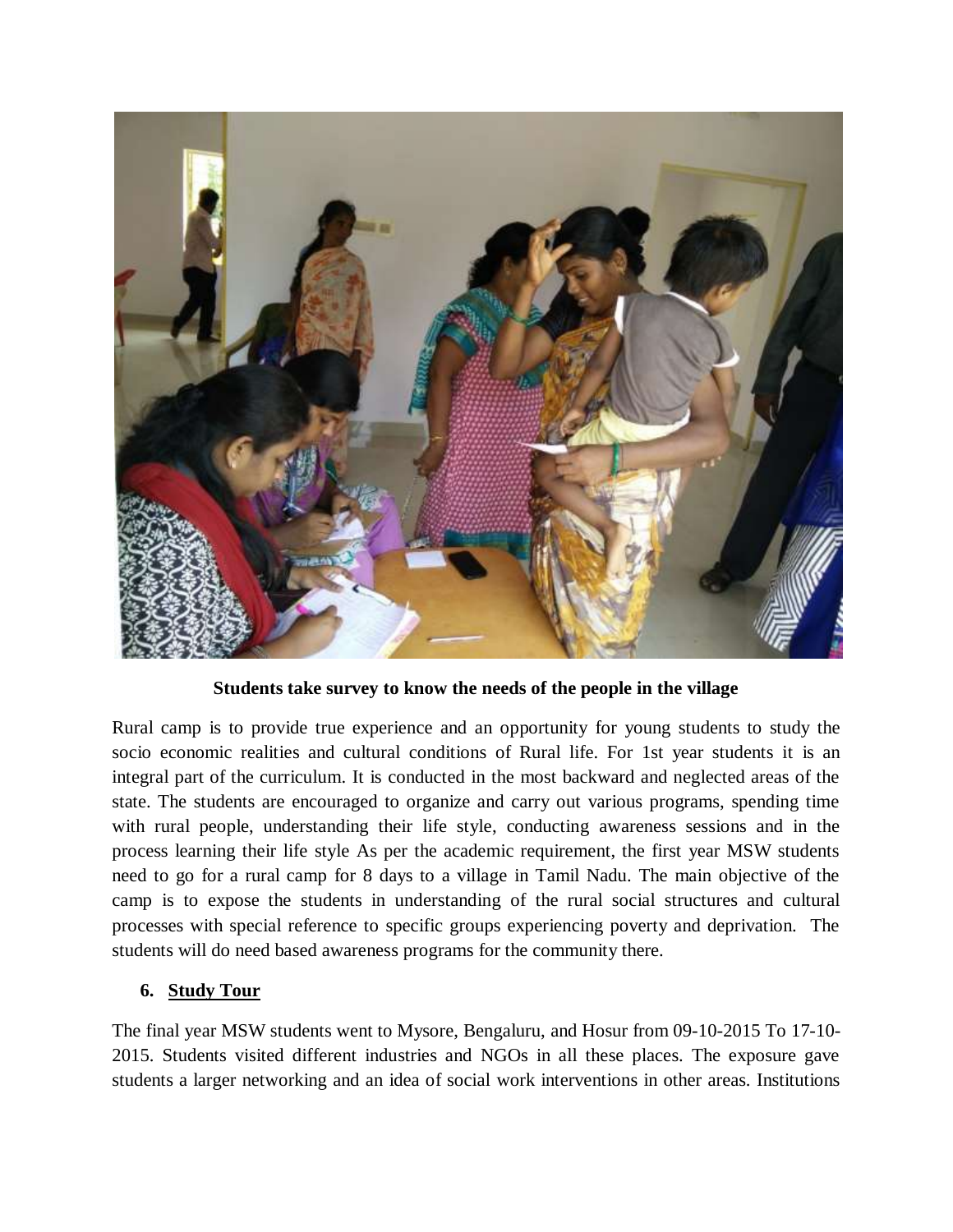**Students take survey to know the needs of the people in the village**

Rural camp is to provide true experience and an opportunity for young students to study the socio economic realities and cultural conditions of Rural life. For 1st year students it is an integral part of the curriculum. It is conducted in the most backward and neglected areas of the state. The students are encouraged to organize and carry out various programs, spending time with rural people, understanding their life style, conducting awareness sessions and in the process learning their life style As per the academic requirement, the first year MSW students need to go for a rural camp for 8 days to a village in Tamil Nadu. The main objective of the camp is to expose the students in understanding of the rural social structures and cultural processes with special reference to specific groups experiencing poverty and deprivation. The students will do need based awareness programs for the community there.

## 6. <u>Study Tour</u>

The final year MSW students went to Mysore, Bengaluru, and Hosur from 09-10-2015 To 17-10-2015. Students visited different industries and NGOs in all these places. The exposure gave students a larger networking and an idea of social work interventions in other areas. Institutions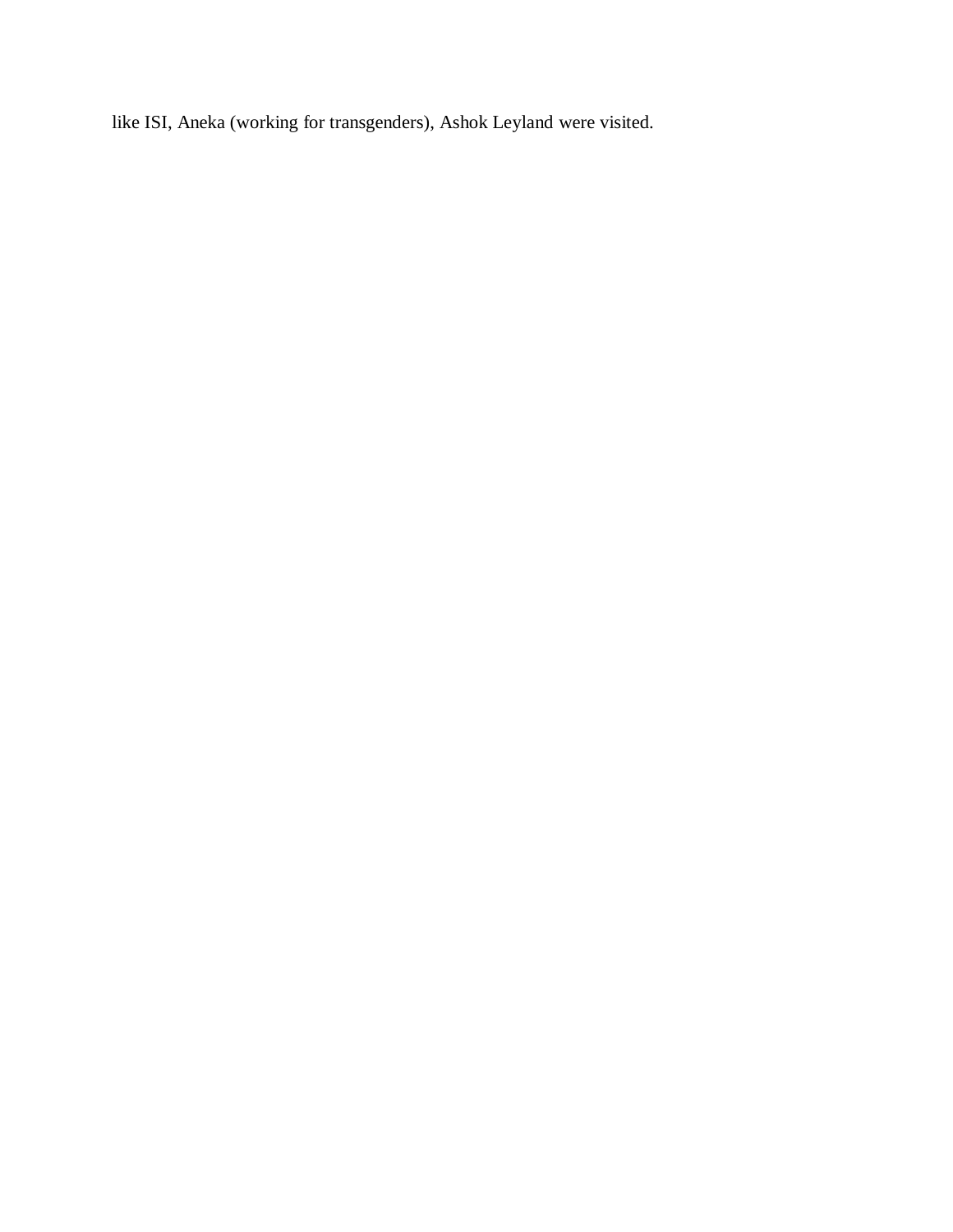like ISI, Aneka (working for transgenders), Ashok Leyland were visited.